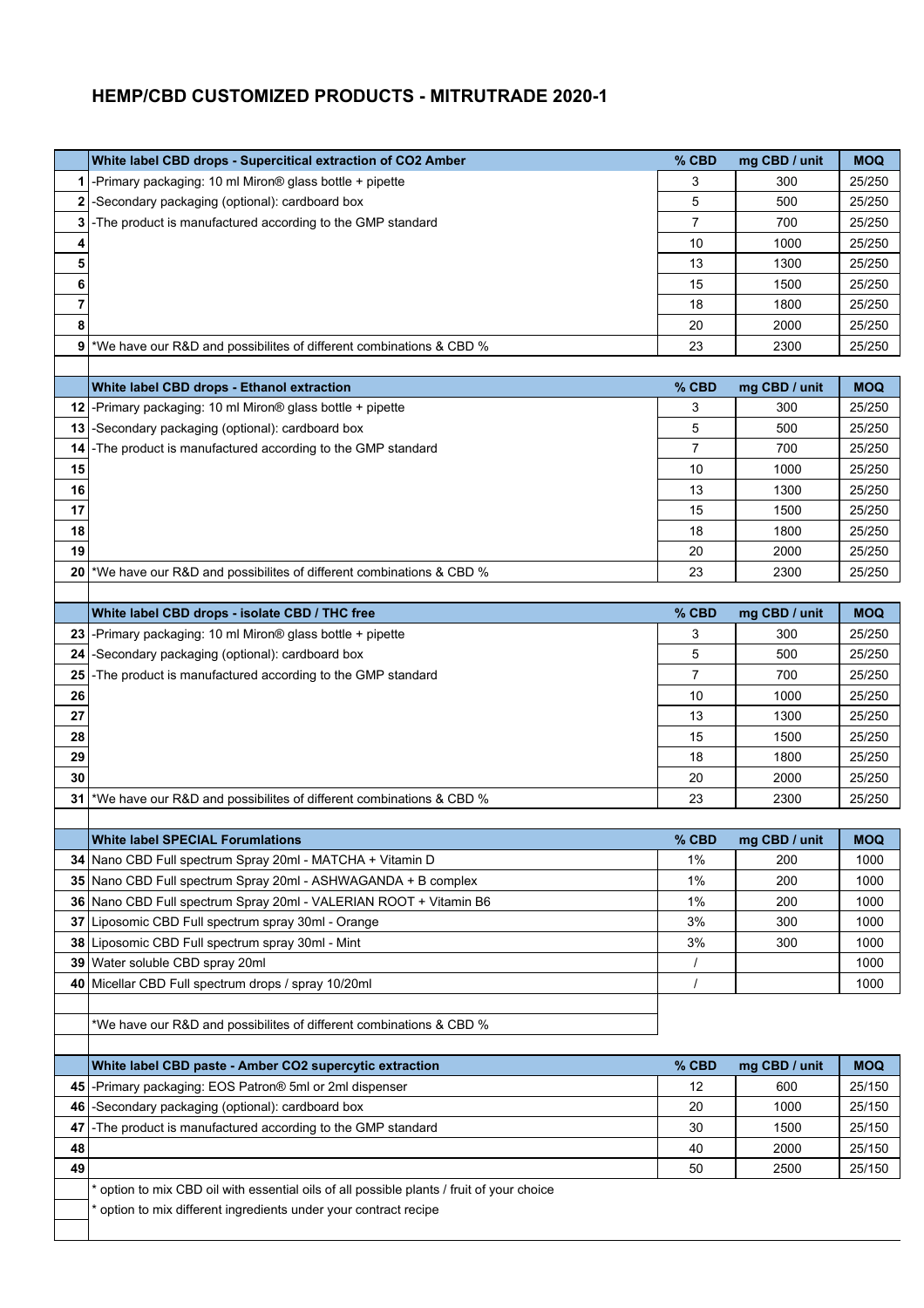# HEMP/CBD CUSTOMIZED PRODUCTS - MITRUTRADE 2020-1

| | White label CBD drops - Supercitical extraction of CO2 Amber | % CBD | mg CBD / unit | MOQ |
|---|---|---|---|---|
| 1 | -Primary packaging: 10 ml Miron® glass bottle + pipette | 3 | 300 | 25/250 |
| 2 | -Secondary packaging (optional): cardboard box | 5 | 500 | 25/250 |
| 3 | -The product is manufactured according to the GMP standard | 7 | 700 | 25/250 |
| 4 | | 10 | 1000 | 25/250 |
| 5 | | 13 | 1300 | 25/250 |
| 6 | | 15 | 1500 | 25/250 |
| 7 | | 18 | 1800 | 25/250 |
| 8 | | 20 | 2000 | 25/250 |
| 9 | *We have our R&D and possibilites of different combinations & CBD % | 23 | 2300 | 25/250 |

| | White label CBD drops - Ethanol extraction | % CBD | mg CBD / unit | MOQ |
|---|---|---|---|---|
| 12 | -Primary packaging: 10 ml Miron® glass bottle + pipette | 3 | 300 | 25/250 |
| 13 | -Secondary packaging (optional): cardboard box | 5 | 500 | 25/250 |
| 14 | -The product is manufactured according to the GMP standard | 7 | 700 | 25/250 |
| 15 | | 10 | 1000 | 25/250 |
| 16 | | 13 | 1300 | 25/250 |
| 17 | | 15 | 1500 | 25/250 |
| 18 | | 18 | 1800 | 25/250 |
| 19 | | 20 | 2000 | 25/250 |
| 20 | *We have our R&D and possibilites of different combinations & CBD % | 23 | 2300 | 25/250 |

| | White label CBD drops - isolate CBD / THC free | % CBD | mg CBD / unit | MOQ |
|---|---|---|---|---|
| 23 | -Primary packaging: 10 ml Miron® glass bottle + pipette | 3 | 300 | 25/250 |
| 24 | -Secondary packaging (optional): cardboard box | 5 | 500 | 25/250 |
| 25 | -The product is manufactured according to the GMP standard | 7 | 700 | 25/250 |
| 26 | | 10 | 1000 | 25/250 |
| 27 | | 13 | 1300 | 25/250 |
| 28 | | 15 | 1500 | 25/250 |
| 29 | | 18 | 1800 | 25/250 |
| 30 | | 20 | 2000 | 25/250 |
| 31 | *We have our R&D and possibilites of different combinations & CBD % | 23 | 2300 | 25/250 |

| | White label SPECIAL Forumlations | % CBD | mg CBD / unit | MOQ |
|---|---|---|---|---|
| 34 | Nano CBD Full spectrum Spray 20ml - MATCHA + Vitamin D | 1% | 200 | 1000 |
| 35 | Nano CBD Full spectrum Spray 20ml - ASHWAGANDA + B complex | 1% | 200 | 1000 |
| 36 | Nano CBD Full spectrum Spray 20ml - VALERIAN ROOT + Vitamin B6 | 1% | 200 | 1000 |
| 37 | Liposomic CBD Full spectrum spray 30ml - Orange | 3% | 300 | 1000 |
| 38 | Liposomic CBD Full spectrum spray 30ml - Mint | 3% | 300 | 1000 |
| 39 | Water soluble CBD spray 20ml | / | | 1000 |
| 40 | Micellar CBD Full spectrum drops / spray 10/20ml | / | | 1000 |
| | | | | |
| | *We have our R&D and possibilites of different combinations & CBD % | | | |

| | White label CBD paste - Amber CO2 supercytic extraction | % CBD | mg CBD / unit | MOQ |
|---|---|---|---|---|
| 45 | -Primary packaging: EOS Patron® 5ml or 2ml dispenser | 12 | 600 | 25/150 |
| 46 | -Secondary packaging (optional): cardboard box | 20 | 1000 | 25/150 |
| 47 | -The product is manufactured according to the GMP standard | 30 | 1500 | 25/150 |
| 48 | | 40 | 2000 | 25/150 |
| 49 | | 50 | 2500 | 25/150 |
| | * option to mix CBD oil with essential oils of all possible plants / fruit of your choice | | | |
| | * option to mix different ingredients under your contract recipe | | | |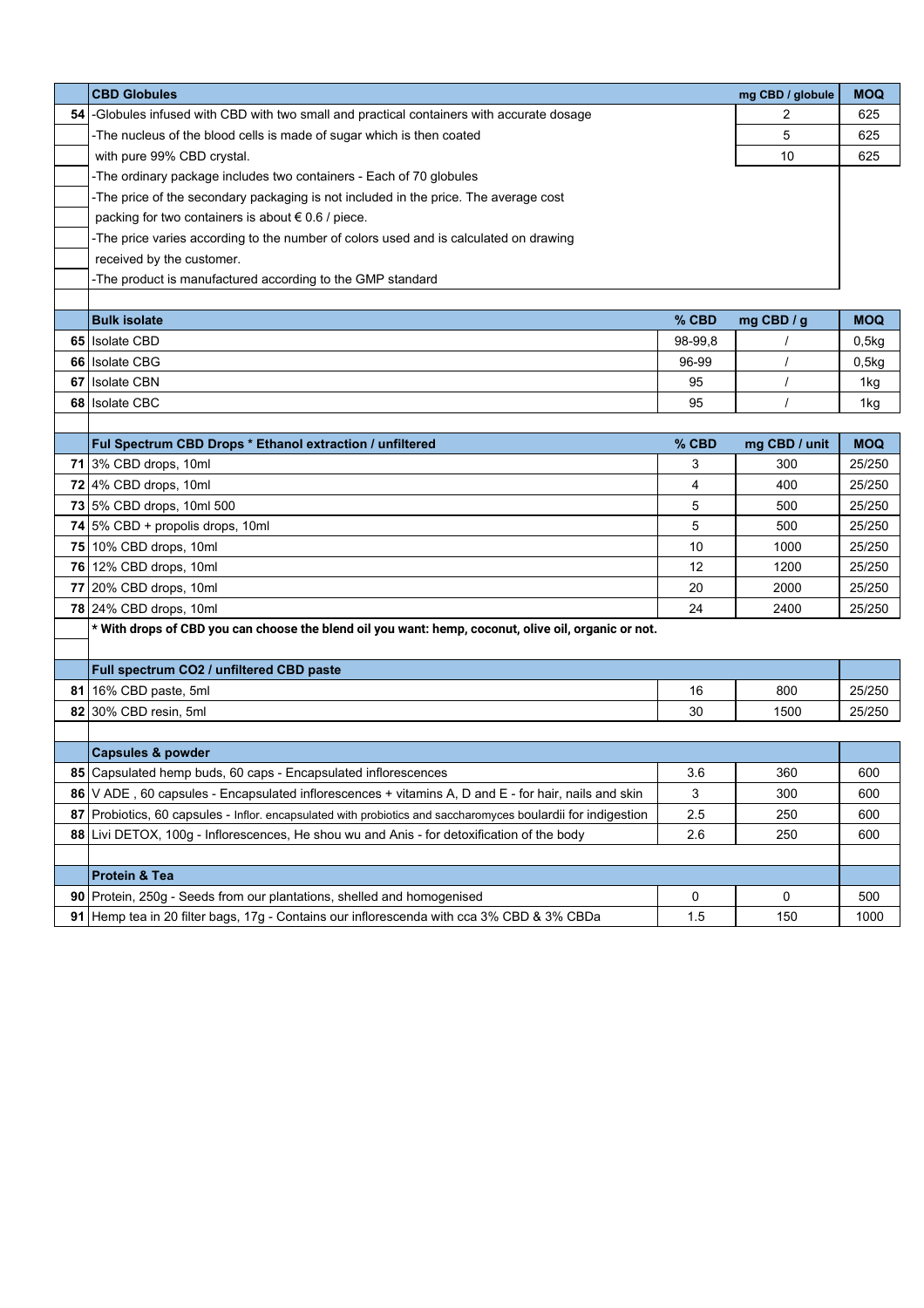| | CBD Globules | | mg CBD / globule | MOQ |
|---|---|---|---|---|
| 54 | -Globules infused with CBD with two small and practical containers with accurate dosage | | 2 | 625 |
| | -The nucleus of the blood cells is made of sugar which is then coated | | 5 | 625 |
| | with pure 99% CBD crystal. | | 10 | 625 |
| | -The ordinary package includes two containers - Each of 70 globules | | | |
| | -The price of the secondary packaging is not included in the price. The average cost | | | |
| | packing for two containers is about € 0.6 / piece. | | | |
| | -The price varies according to the number of colors used and is calculated on drawing | | | |
| | received by the customer. | | | |
| | -The product is manufactured according to the GMP standard | | | |
| | | | | |
| | **Bulk isolate** | **% CBD** | **mg CBD / g** | **MOQ** |
| 65 | Isolate CBD | 98-99,8 | / | 0,5kg |
| 66 | Isolate CBG | 96-99 | / | 0,5kg |
| 67 | Isolate CBN | 95 | / | 1kg |
| 68 | Isolate CBC | 95 | / | 1kg |
| | | | | |
| | **Ful Spectrum CBD Drops * Ethanol extraction / unfiltered** | **% CBD** | **mg CBD / unit** | **MOQ** |
| 71 | 3% CBD drops, 10ml | 3 | 300 | 25/250 |
| 72 | 4% CBD drops, 10ml | 4 | 400 | 25/250 |
| 73 | 5% CBD drops, 10ml 500 | 5 | 500 | 25/250 |
| 74 | 5% CBD + propolis drops, 10ml | 5 | 500 | 25/250 |
| 75 | 10% CBD drops, 10ml | 10 | 1000 | 25/250 |
| 76 | 12% CBD drops, 10ml | 12 | 1200 | 25/250 |
| 77 | 20% CBD drops, 10ml | 20 | 2000 | 25/250 |
| 78 | 24% CBD drops, 10ml | 24 | 2400 | 25/250 |
| | **\* With drops of CBD you can choose the blend oil you want: hemp, coconut, olive oil, organic or not.** | | | |
| | | | | |
| | **Full spectrum CO2 / unfiltered CBD paste** | | | |
| 81 | 16% CBD paste, 5ml | 16 | 800 | 25/250 |
| 82 | 30% CBD resin, 5ml | 30 | 1500 | 25/250 |
| | | | | |
| | **Capsules & powder** | | | |
| 85 | Capsulated hemp buds, 60 caps - Encapsulated inflorescences | 3.6 | 360 | 600 |
| 86 | V ADE , 60 capsules - Encapsulated inflorescences + vitamins A, D and E - for hair, nails and skin | 3 | 300 | 600 |
| 87 | Probiotics, 60 capsules - Inflor. encapsulated with probiotics and saccharomyces boulardii for indigestion | 2.5 | 250 | 600 |
| 88 | Livi DETOX, 100g - Inflorescences, He shou wu and Anis - for detoxification of the body | 2.6 | 250 | 600 |
| | | | | |
| | **Protein & Tea** | | | |
| 90 | Protein, 250g - Seeds from our plantations, shelled and homogenised | 0 | 0 | 500 |
| 91 | Hemp tea in 20 filter bags, 17g - Contains our inflorescenda with cca 3% CBD & 3% CBDa | 1.5 | 150 | 1000 |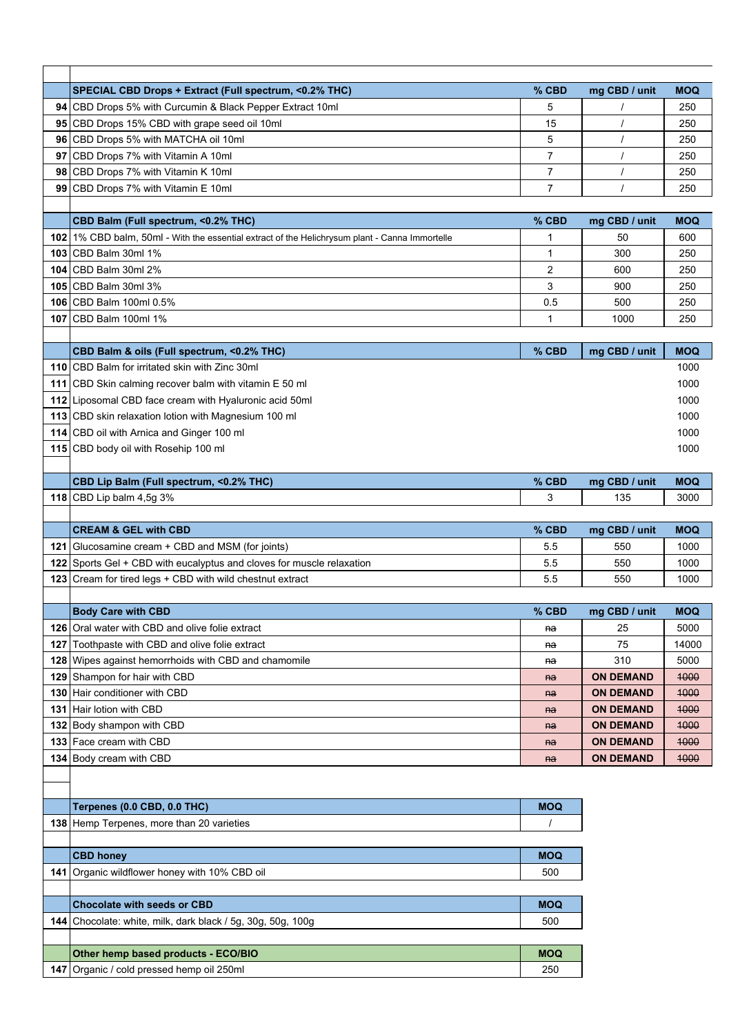| | SPECIAL CBD Drops + Extract (Full spectrum, <0.2% THC) | % CBD | mg CBD / unit | MOQ |
|---|---|---|---|---|
| 94 | CBD Drops 5% with Curcumin & Black Pepper Extract 10ml | 5 | / | 250 |
| 95 | CBD Drops 15% CBD with grape seed oil 10ml | 15 | / | 250 |
| 96 | CBD Drops 5% with MATCHA oil 10ml | 5 | / | 250 |
| 97 | CBD Drops 7% with Vitamin A 10ml | 7 | / | 250 |
| 98 | CBD Drops 7% with Vitamin K 10ml | 7 | / | 250 |
| 99 | CBD Drops 7% with Vitamin E 10ml | 7 | / | 250 |

| | CBD Balm (Full spectrum, <0.2% THC) | % CBD | mg CBD / unit | MOQ |
|---|---|---|---|---|
| 102 | 1% CBD balm, 50ml - With the essential extract of the Helichrysum plant - Canna Immortelle | 1 | 50 | 600 |
| 103 | CBD Balm 30ml 1% | 1 | 300 | 250 |
| 104 | CBD Balm 30ml 2% | 2 | 600 | 250 |
| 105 | CBD Balm 30ml 3% | 3 | 900 | 250 |
| 106 | CBD Balm 100ml 0.5% | 0.5 | 500 | 250 |
| 107 | CBD Balm 100ml 1% | 1 | 1000 | 250 |

| | CBD Balm & oils (Full spectrum, <0.2% THC) | % CBD | mg CBD / unit | MOQ |
|---|---|---|---|---|
| 110 | CBD Balm for irritated skin with Zinc 30ml | | | 1000 |
| 111 | CBD Skin calming recover balm with vitamin E 50 ml | | | 1000 |
| 112 | Liposomal CBD face cream with Hyaluronic acid 50ml | | | 1000 |
| 113 | CBD skin relaxation lotion with Magnesium 100 ml | | | 1000 |
| 114 | CBD oil with Arnica and Ginger 100 ml | | | 1000 |
| 115 | CBD body oil with Rosehip 100 ml | | | 1000 |

| | CBD Lip Balm (Full spectrum, <0.2% THC) | % CBD | mg CBD / unit | MOQ |
|---|---|---|---|---|
| 118 | CBD Lip balm 4,5g 3% | 3 | 135 | 3000 |

| | CREAM & GEL with CBD | % CBD | mg CBD / unit | MOQ |
|---|---|---|---|---|
| 121 | Glucosamine cream + CBD and MSM (for joints) | 5.5 | 550 | 1000 |
| 122 | Sports Gel + CBD with eucalyptus and cloves for muscle relaxation | 5.5 | 550 | 1000 |
| 123 | Cream for tired legs + CBD with wild chestnut extract | 5.5 | 550 | 1000 |

| | Body Care with CBD | % CBD | mg CBD / unit | MOQ |
|---|---|---|---|---|
| 126 | Oral water with CBD and olive folie extract | ~~na~~ | 25 | 5000 |
| 127 | Toothpaste with CBD and olive folie extract | ~~na~~ | 75 | 14000 |
| 128 | Wipes against hemorrhoids with CBD and chamomile | ~~na~~ | 310 | 5000 |
| 129 | Shampon for hair with CBD | ~~na~~ | **ON DEMAND** | ~~1000~~ |
| 130 | Hair conditioner with CBD | ~~na~~ | **ON DEMAND** | ~~1000~~ |
| 131 | Hair lotion with CBD | ~~na~~ | **ON DEMAND** | ~~1000~~ |
| 132 | Body shampon with CBD | ~~na~~ | **ON DEMAND** | ~~1000~~ |
| 133 | Face cream with CBD | ~~na~~ | **ON DEMAND** | ~~1000~~ |
| 134 | Body cream with CBD | ~~na~~ | **ON DEMAND** | ~~1000~~ |

| | Terpenes (0.0 CBD, 0.0 THC) | MOQ |
|---|---|---|
| 138 | Hemp Terpenes, more than 20 varieties | / |

| | CBD honey | MOQ |
|---|---|---|
| 141 | Organic wildflower honey with 10% CBD oil | 500 |

| | Chocolate with seeds or CBD | MOQ |
|---|---|---|
| 144 | Chocolate: white, milk, dark black / 5g, 30g, 50g, 100g | 500 |

| | Other hemp based products - ECO/BIO | MOQ |
|---|---|---|
| 147 | Organic / cold pressed hemp oil 250ml | 250 |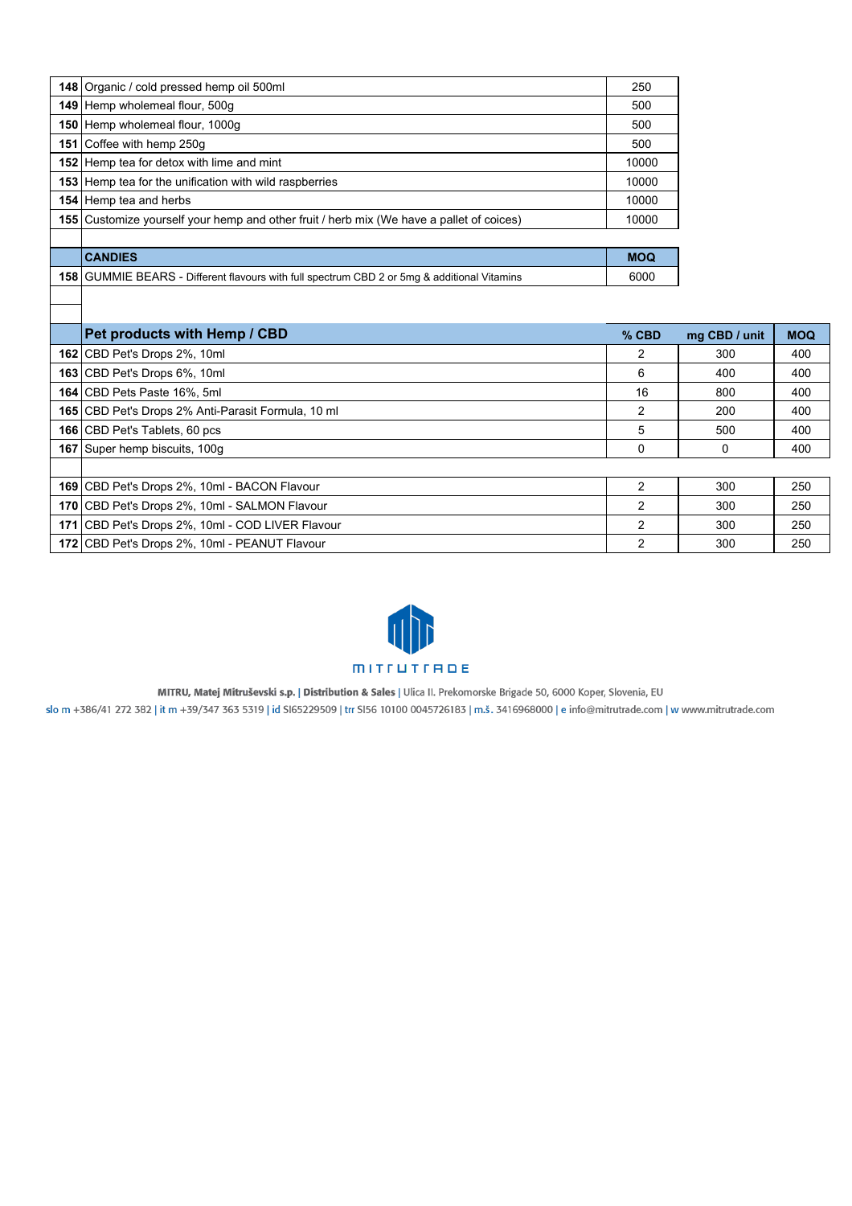| | | |
|---|---|---|
| 148 | Organic / cold pressed hemp oil 500ml | 250 |
| 149 | Hemp wholemeal flour, 500g | 500 |
| 150 | Hemp wholemeal flour, 1000g | 500 |
| 151 | Coffee with hemp 250g | 500 |
| 152 | Hemp tea for detox with lime and mint | 10000 |
| 153 | Hemp tea for the unification with wild raspberries | 10000 |
| 154 | Hemp tea and herbs | 10000 |
| 155 | Customize yourself your hemp and other fruit / herb mix (We have a pallet of coices) | 10000 |

| | CANDIES | MOQ |
|---|---|---|
| 158 | GUMMIE BEARS - Different flavours with full spectrum CBD 2 or 5mg & additional Vitamins | 6000 |

| | Pet products with Hemp / CBD | % CBD | mg CBD / unit | MOQ |
|---|---|---|---|---|
| 162 | CBD Pet's Drops 2%, 10ml | 2 | 300 | 400 |
| 163 | CBD Pet's Drops 6%, 10ml | 6 | 400 | 400 |
| 164 | CBD Pets Paste 16%, 5ml | 16 | 800 | 400 |
| 165 | CBD Pet's Drops 2% Anti-Parasit Formula, 10 ml | 2 | 200 | 400 |
| 166 | CBD Pet's Tablets, 60 pcs | 5 | 500 | 400 |
| 167 | Super hemp biscuits, 100g | 0 | 0 | 400 |
| | | | | |
| 169 | CBD Pet's Drops 2%, 10ml - BACON Flavour | 2 | 300 | 250 |
| 170 | CBD Pet's Drops 2%, 10ml - SALMON Flavour | 2 | 300 | 250 |
| 171 | CBD Pet's Drops 2%, 10ml - COD LIVER Flavour | 2 | 300 | 250 |
| 172 | CBD Pet's Drops 2%, 10ml - PEANUT Flavour | 2 | 300 | 250 |

MITRUTRADE

**MITRU, Matej Mitruševski s.p.** | **Distribution & Sales** | Ulica II. Prekomorske Brigade 50, 6000 Koper, Slovenia, EU

slo m +386/41 272 382 | it m +39/347 363 5319 | id SI65229509 | trr SI56 10100 0045726183 | m.š. 3416968000 | e info@mitrutrade.com | w www.mitrutrade.com